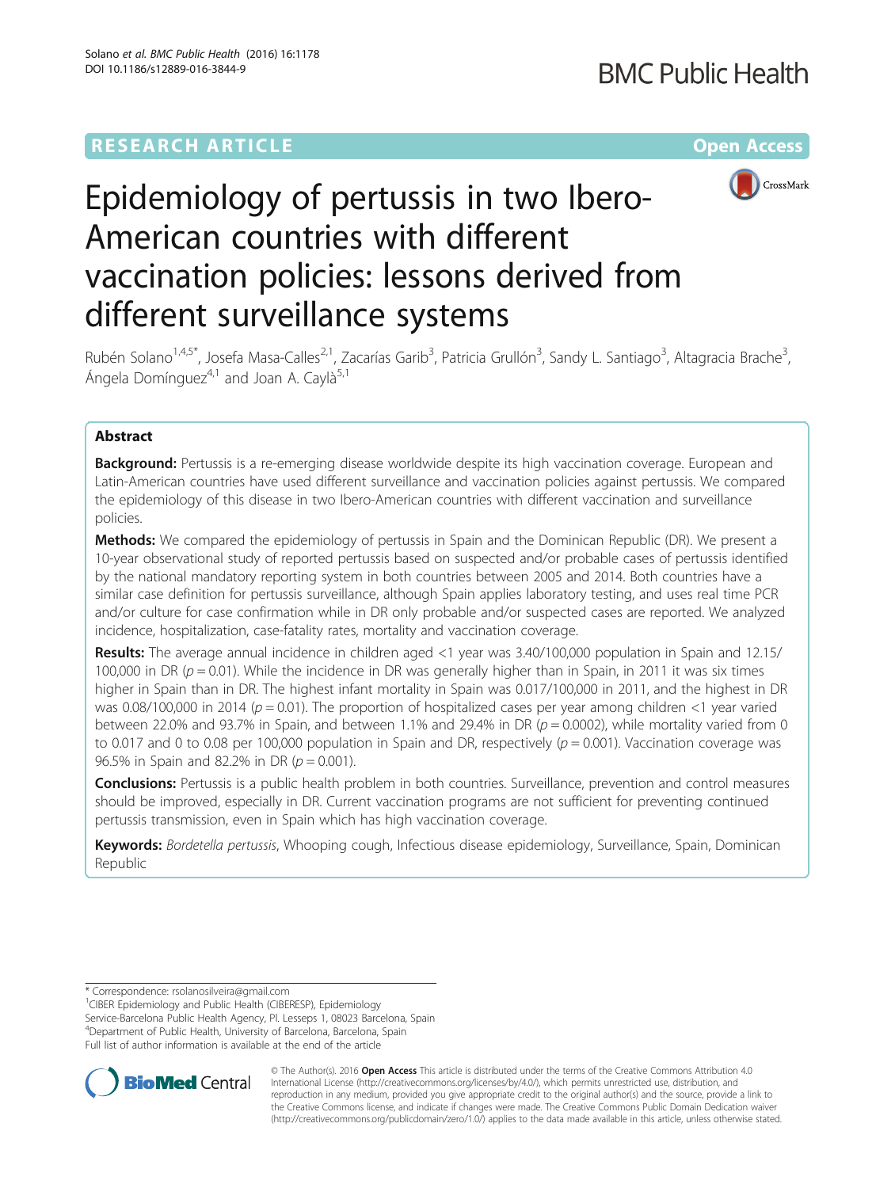RESEARCH ARTICLE

Open Access

# Epidemiology of pertussis in two Ibero-American countries with different vaccination policies: lessons derived from different surveillance systems

Rubén Solano[1,4,5*], Josefa Masa-Calles[2,1], Zacarías Garib[3], Patricia Grullón[3], Sandy L. Santiago[3], Altagracia Brache[3], Ángela Domínguez[4,1] and Joan A. Caylà[5,1]

## Abstract

**Background:** Pertussis is a re-emerging disease worldwide despite its high vaccination coverage. European and Latin-American countries have used different surveillance and vaccination policies against pertussis. We compared the epidemiology of this disease in two Ibero-American countries with different vaccination and surveillance policies.

**Methods:** We compared the epidemiology of pertussis in Spain and the Dominican Republic (DR). We present a 10-year observational study of reported pertussis based on suspected and/or probable cases of pertussis identified by the national mandatory reporting system in both countries between 2005 and 2014. Both countries have a similar case definition for pertussis surveillance, although Spain applies laboratory testing, and uses real time PCR and/or culture for case confirmation while in DR only probable and/or suspected cases are reported. We analyzed incidence, hospitalization, case-fatality rates, mortality and vaccination coverage.

**Results:** The average annual incidence in children aged <1 year was 3.40/100,000 population in Spain and 12.15/100,000 in DR ($p = 0.01$). While the incidence in DR was generally higher than in Spain, in 2011 it was six times higher in Spain than in DR. The highest infant mortality in Spain was 0.017/100,000 in 2011, and the highest in DR was 0.08/100,000 in 2014 ($p = 0.01$). The proportion of hospitalized cases per year among children <1 year varied between 22.0% and 93.7% in Spain, and between 1.1% and 29.4% in DR ($p = 0.0002$), while mortality varied from 0 to 0.017 and 0 to 0.08 per 100,000 population in Spain and DR, respectively ($p = 0.001$). Vaccination coverage was 96.5% in Spain and 82.2% in DR ($p = 0.001$).

**Conclusions:** Pertussis is a public health problem in both countries. Surveillance, prevention and control measures should be improved, especially in DR. Current vaccination programs are not sufficient for preventing continued pertussis transmission, even in Spain which has high vaccination coverage.

**Keywords:** *Bordetella pertussis*, Whooping cough, Infectious disease epidemiology, Surveillance, Spain, Dominican Republic

* Correspondence: rsolanosilveira@gmail.com
[1]CIBER Epidemiology and Public Health (CIBERESP), Epidemiology Service-Barcelona Public Health Agency, Pl. Lesseps 1, 08023 Barcelona, Spain
[4]Department of Public Health, University of Barcelona, Barcelona, Spain
Full list of author information is available at the end of the article

© The Author(s). 2016 **Open Access** This article is distributed under the terms of the Creative Commons Attribution 4.0 International License (http://creativecommons.org/licenses/by/4.0/), which permits unrestricted use, distribution, and reproduction in any medium, provided you give appropriate credit to the original author(s) and the source, provide a link to the Creative Commons license, and indicate if changes were made. The Creative Commons Public Domain Dedication waiver (http://creativecommons.org/publicdomain/zero/1.0/) applies to the data made available in this article, unless otherwise stated.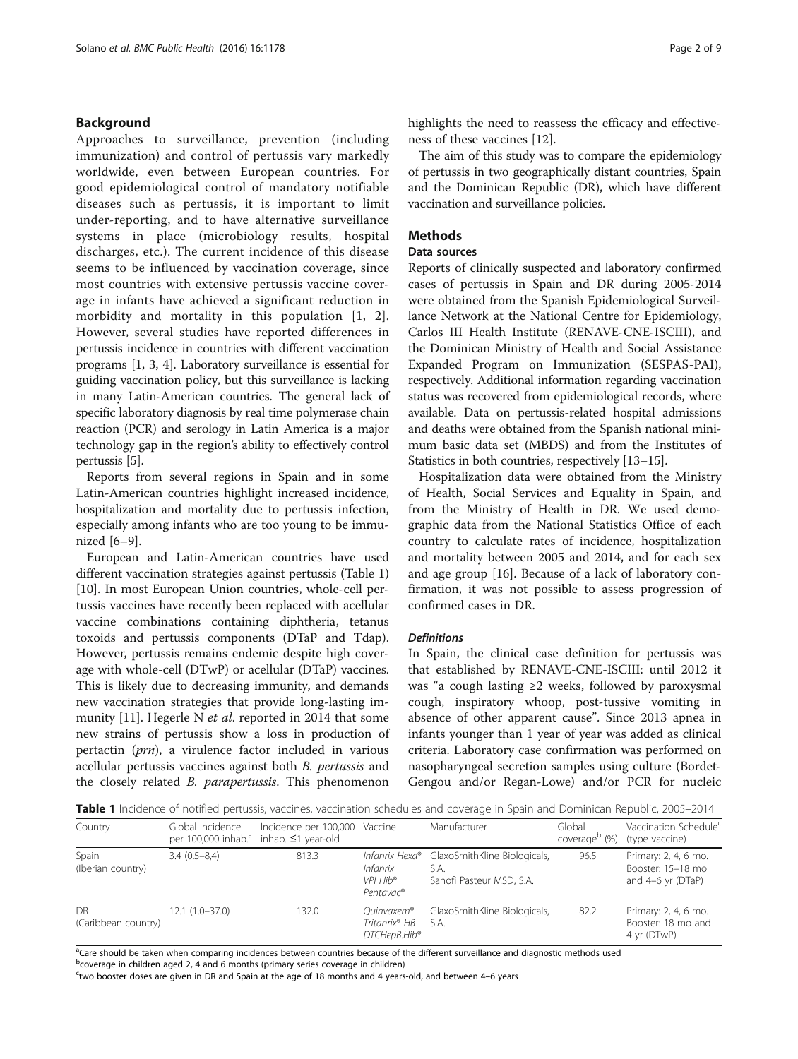## Background

Approaches to surveillance, prevention (including immunization) and control of pertussis vary markedly worldwide, even between European countries. For good epidemiological control of mandatory notifiable diseases such as pertussis, it is important to limit under-reporting, and to have alternative surveillance systems in place (microbiology results, hospital discharges, etc.). The current incidence of this disease seems to be influenced by vaccination coverage, since most countries with extensive pertussis vaccine coverage in infants have achieved a significant reduction in morbidity and mortality in this population [1, 2]. However, several studies have reported differences in pertussis incidence in countries with different vaccination programs [1, 3, 4]. Laboratory surveillance is essential for guiding vaccination policy, but this surveillance is lacking in many Latin-American countries. The general lack of specific laboratory diagnosis by real time polymerase chain reaction (PCR) and serology in Latin America is a major technology gap in the region's ability to effectively control pertussis [5].

Reports from several regions in Spain and in some Latin-American countries highlight increased incidence, hospitalization and mortality due to pertussis infection, especially among infants who are too young to be immunized [6–9].

European and Latin-American countries have used different vaccination strategies against pertussis (Table 1) [10]. In most European Union countries, whole-cell pertussis vaccines have recently been replaced with acellular vaccine combinations containing diphtheria, tetanus toxoids and pertussis components (DTaP and Tdap). However, pertussis remains endemic despite high coverage with whole-cell (DTwP) or acellular (DTaP) vaccines. This is likely due to decreasing immunity, and demands new vaccination strategies that provide long-lasting immunity [11]. Hegerle N *et al*. reported in 2014 that some new strains of pertussis show a loss in production of pertactin (*prn*), a virulence factor included in various acellular pertussis vaccines against both *B. pertussis* and the closely related *B. parapertussis*. This phenomenon highlights the need to reassess the efficacy and effectiveness of these vaccines [12].

The aim of this study was to compare the epidemiology of pertussis in two geographically distant countries, Spain and the Dominican Republic (DR), which have different vaccination and surveillance policies.

## Methods

### Data sources

Reports of clinically suspected and laboratory confirmed cases of pertussis in Spain and DR during 2005-2014 were obtained from the Spanish Epidemiological Surveillance Network at the National Centre for Epidemiology, Carlos III Health Institute (RENAVE-CNE-ISCIII), and the Dominican Ministry of Health and Social Assistance Expanded Program on Immunization (SESPAS-PAI), respectively. Additional information regarding vaccination status was recovered from epidemiological records, where available. Data on pertussis-related hospital admissions and deaths were obtained from the Spanish national minimum basic data set (MBDS) and from the Institutes of Statistics in both countries, respectively [13–15].

Hospitalization data were obtained from the Ministry of Health, Social Services and Equality in Spain, and from the Ministry of Health in DR. We used demographic data from the National Statistics Office of each country to calculate rates of incidence, hospitalization and mortality between 2005 and 2014, and for each sex and age group [16]. Because of a lack of laboratory confirmation, it was not possible to assess progression of confirmed cases in DR.

#### *Definitions*

In Spain, the clinical case definition for pertussis was that established by RENAVE-CNE-ISCIII: until 2012 it was "a cough lasting ≥2 weeks, followed by paroxysmal cough, inspiratory whoop, post-tussive vomiting in absence of other apparent cause". Since 2013 apnea in infants younger than 1 year of year was added as clinical criteria. Laboratory case confirmation was performed on nasopharyngeal secretion samples using culture (Bordet-Gengou and/or Regan-Lowe) and/or PCR for nucleic

**Table 1** Incidence of notified pertussis, vaccines, vaccination schedules and coverage in Spain and Dominican Republic, 2005–2014

| Country | Global Incidence per 100,000 inhab.[a] | Incidence per 100,000 inhab. ≤1 year-old | Vaccine | Manufacturer | Global coverage[b] (%) | Vaccination Schedule[c] (type vaccine) |
|---|---|---|---|---|---|---|
| Spain (Iberian country) | 3.4 (0.5–8,4) | 813.3 | *Infanrix Hexa®* *Infanrix* *VPI Hib®* *Pentavac®* | GlaxoSmithKline Biologicals, S.A. Sanofi Pasteur MSD, S.A. | 96.5 | Primary: 2, 4, 6 mo. Booster: 15–18 mo and 4–6 yr (DTaP) |
| DR (Caribbean country) | 12.1 (1.0–37.0) | 132.0 | *Quinvaxem®* *Tritanrix® HB* *DTCHepB.Hib®* | GlaxoSmithKline Biologicals, S.A. | 82.2 | Primary: 2, 4, 6 mo. Booster: 18 mo and 4 yr (DTwP) |

[a]Care should be taken when comparing incidences between countries because of the different surveillance and diagnostic methods used
[b]coverage in children aged 2, 4 and 6 months (primary series coverage in children)
[c]two booster doses are given in DR and Spain at the age of 18 months and 4 years-old, and between 4–6 years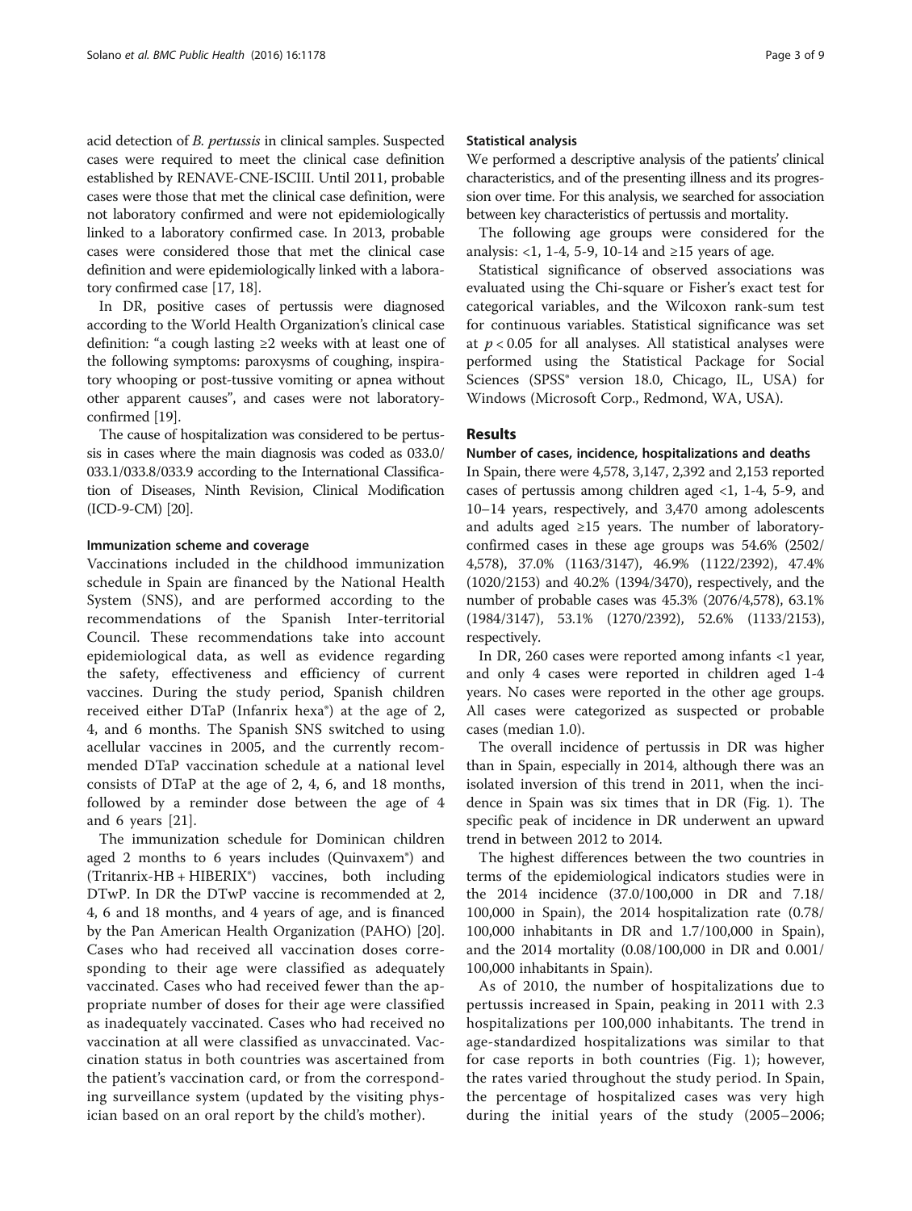acid detection of *B. pertussis* in clinical samples. Suspected cases were required to meet the clinical case definition established by RENAVE-CNE-ISCIII. Until 2011, probable cases were those that met the clinical case definition, were not laboratory confirmed and were not epidemiologically linked to a laboratory confirmed case. In 2013, probable cases were considered those that met the clinical case definition and were epidemiologically linked with a laboratory confirmed case [17, 18].

In DR, positive cases of pertussis were diagnosed according to the World Health Organization's clinical case definition: "a cough lasting ≥2 weeks with at least one of the following symptoms: paroxysms of coughing, inspiratory whooping or post-tussive vomiting or apnea without other apparent causes", and cases were not laboratory-confirmed [19].

The cause of hospitalization was considered to be pertussis in cases where the main diagnosis was coded as 033.0/033.1/033.8/033.9 according to the International Classification of Diseases, Ninth Revision, Clinical Modification (ICD-9-CM) [20].

### Immunization scheme and coverage

Vaccinations included in the childhood immunization schedule in Spain are financed by the National Health System (SNS), and are performed according to the recommendations of the Spanish Inter-territorial Council. These recommendations take into account epidemiological data, as well as evidence regarding the safety, effectiveness and efficiency of current vaccines. During the study period, Spanish children received either DTaP (Infanrix hexa®) at the age of 2, 4, and 6 months. The Spanish SNS switched to using acellular vaccines in 2005, and the currently recommended DTaP vaccination schedule at a national level consists of DTaP at the age of 2, 4, 6, and 18 months, followed by a reminder dose between the age of 4 and 6 years [21].

The immunization schedule for Dominican children aged 2 months to 6 years includes (Quinvaxem®) and (Tritanrix-HB + HIBERIX®) vaccines, both including DTwP. In DR the DTwP vaccine is recommended at 2, 4, 6 and 18 months, and 4 years of age, and is financed by the Pan American Health Organization (PAHO) [20]. Cases who had received all vaccination doses corresponding to their age were classified as adequately vaccinated. Cases who had received fewer than the appropriate number of doses for their age were classified as inadequately vaccinated. Cases who had received no vaccination at all were classified as unvaccinated. Vaccination status in both countries was ascertained from the patient's vaccination card, or from the corresponding surveillance system (updated by the visiting physician based on an oral report by the child's mother).

### Statistical analysis

We performed a descriptive analysis of the patients' clinical characteristics, and of the presenting illness and its progression over time. For this analysis, we searched for association between key characteristics of pertussis and mortality.

The following age groups were considered for the analysis: <1, 1-4, 5-9, 10-14 and ≥15 years of age.

Statistical significance of observed associations was evaluated using the Chi-square or Fisher's exact test for categorical variables, and the Wilcoxon rank-sum test for continuous variables. Statistical significance was set at $p < 0.05$ for all analyses. All statistical analyses were performed using the Statistical Package for Social Sciences (SPSS® version 18.0, Chicago, IL, USA) for Windows (Microsoft Corp., Redmond, WA, USA).

## Results

### Number of cases, incidence, hospitalizations and deaths

In Spain, there were 4,578, 3,147, 2,392 and 2,153 reported cases of pertussis among children aged <1, 1-4, 5-9, and 10–14 years, respectively, and 3,470 among adolescents and adults aged ≥15 years. The number of laboratory-confirmed cases in these age groups was 54.6% (2502/4,578), 37.0% (1163/3147), 46.9% (1122/2392), 47.4% (1020/2153) and 40.2% (1394/3470), respectively, and the number of probable cases was 45.3% (2076/4,578), 63.1% (1984/3147), 53.1% (1270/2392), 52.6% (1133/2153), respectively.

In DR, 260 cases were reported among infants <1 year, and only 4 cases were reported in children aged 1-4 years. No cases were reported in the other age groups. All cases were categorized as suspected or probable cases (median 1.0).

The overall incidence of pertussis in DR was higher than in Spain, especially in 2014, although there was an isolated inversion of this trend in 2011, when the incidence in Spain was six times that in DR (Fig. 1). The specific peak of incidence in DR underwent an upward trend in between 2012 to 2014.

The highest differences between the two countries in terms of the epidemiological indicators studies were in the 2014 incidence (37.0/100,000 in DR and 7.18/100,000 in Spain), the 2014 hospitalization rate (0.78/100,000 inhabitants in DR and 1.7/100,000 in Spain), and the 2014 mortality (0.08/100,000 in DR and 0.001/100,000 inhabitants in Spain).

As of 2010, the number of hospitalizations due to pertussis increased in Spain, peaking in 2011 with 2.3 hospitalizations per 100,000 inhabitants. The trend in age-standardized hospitalizations was similar to that for case reports in both countries (Fig. 1); however, the rates varied throughout the study period. In Spain, the percentage of hospitalized cases was very high during the initial years of the study (2005–2006;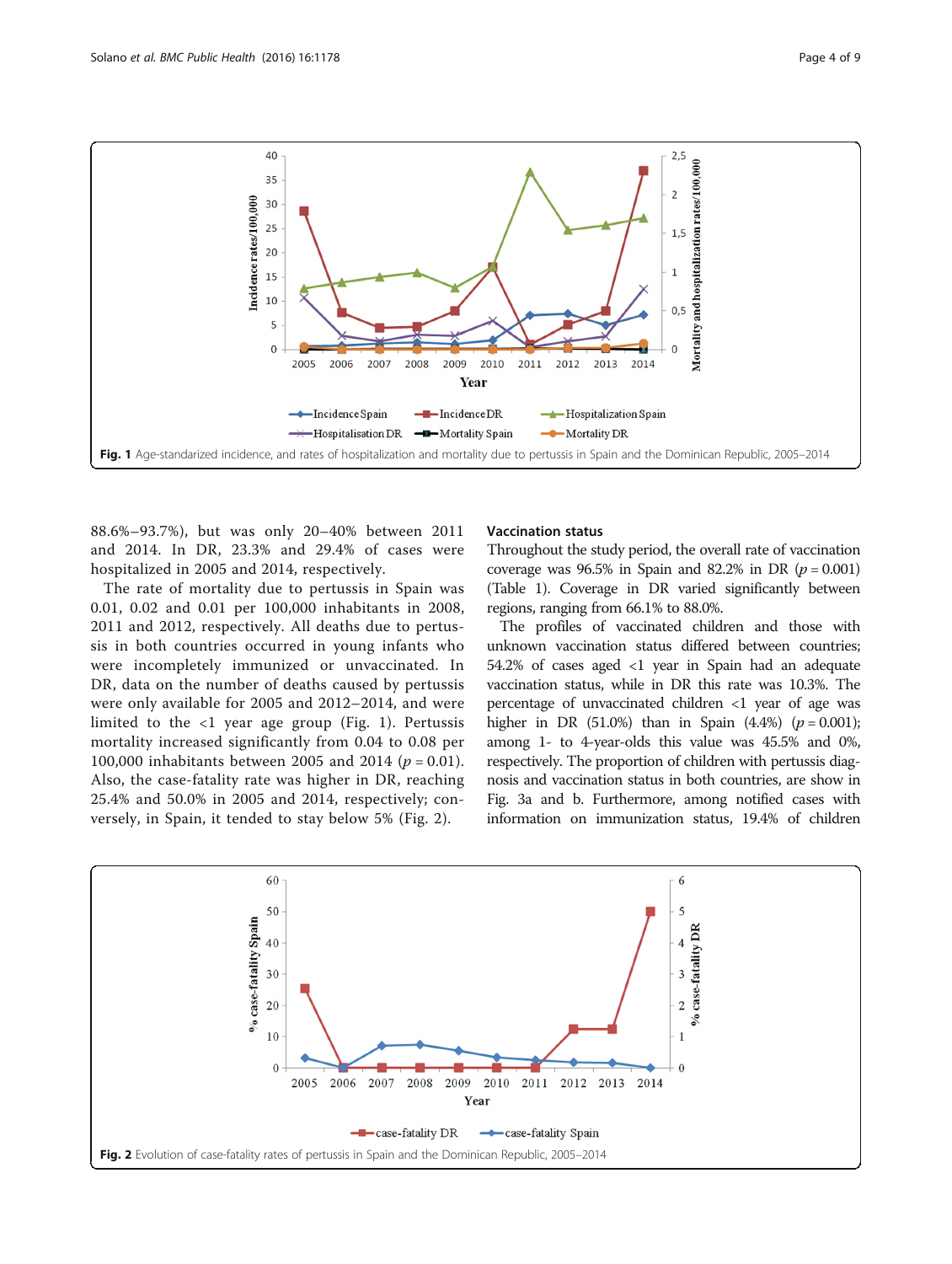Fig. 1 Age-standarized incidence, and rates of hospitalization and mortality due to pertussis in Spain and the Dominican Republic, 2005–2014

88.6%–93.7%), but was only 20–40% between 2011 and 2014. In DR, 23.3% and 29.4% of cases were hospitalized in 2005 and 2014, respectively.

The rate of mortality due to pertussis in Spain was 0.01, 0.02 and 0.01 per 100,000 inhabitants in 2008, 2011 and 2012, respectively. All deaths due to pertussis in both countries occurred in young infants who were incompletely immunized or unvaccinated. In DR, data on the number of deaths caused by pertussis were only available for 2005 and 2012–2014, and were limited to the <1 year age group (Fig. 1). Pertussis mortality increased significantly from 0.04 to 0.08 per 100,000 inhabitants between 2005 and 2014 ($p = 0.01$). Also, the case-fatality rate was higher in DR, reaching 25.4% and 50.0% in 2005 and 2014, respectively; conversely, in Spain, it tended to stay below 5% (Fig. 2).

### Vaccination status

Throughout the study period, the overall rate of vaccination coverage was 96.5% in Spain and 82.2% in DR ($p = 0.001$) (Table 1). Coverage in DR varied significantly between regions, ranging from 66.1% to 88.0%.

The profiles of vaccinated children and those with unknown vaccination status differed between countries; 54.2% of cases aged <1 year in Spain had an adequate vaccination status, while in DR this rate was 10.3%. The percentage of unvaccinated children <1 year of age was higher in DR (51.0%) than in Spain (4.4%) ($p = 0.001$); among 1- to 4-year-olds this value was 45.5% and 0%, respectively. The proportion of children with pertussis diagnosis and vaccination status in both countries, are show in Fig. 3a and b. Furthermore, among notified cases with information on immunization status, 19.4% of children

Fig. 2 Evolution of case-fatality rates of pertussis in Spain and the Dominican Republic, 2005–2014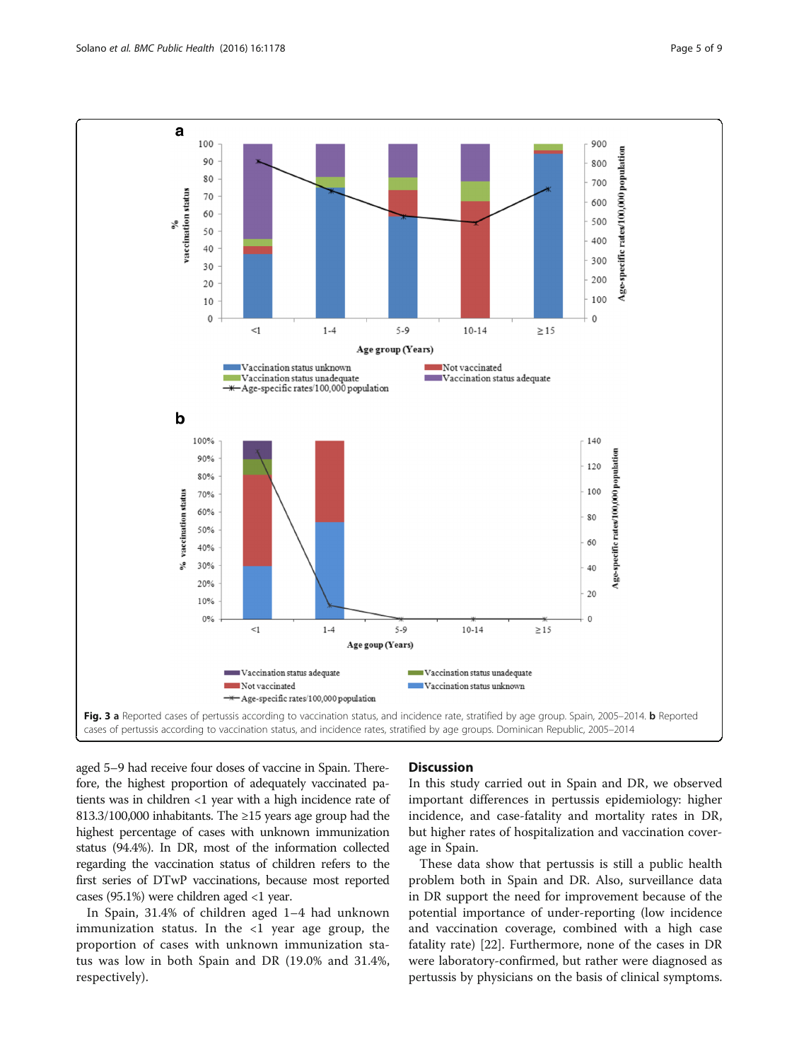Fig. 3 **a** Reported cases of pertussis according to vaccination status, and incidence rate, stratified by age group. Spain, 2005–2014. **b** Reported cases of pertussis according to vaccination status, and incidence rates, stratified by age groups. Dominican Republic, 2005–2014

aged 5–9 had receive four doses of vaccine in Spain. Therefore, the highest proportion of adequately vaccinated patients was in children <1 year with a high incidence rate of 813.3/100,000 inhabitants. The ≥15 years age group had the highest percentage of cases with unknown immunization status (94.4%). In DR, most of the information collected regarding the vaccination status of children refers to the first series of DTwP vaccinations, because most reported cases (95.1%) were children aged <1 year.

In Spain, 31.4% of children aged 1–4 had unknown immunization status. In the <1 year age group, the proportion of cases with unknown immunization status was low in both Spain and DR (19.0% and 31.4%, respectively).

## Discussion

In this study carried out in Spain and DR, we observed important differences in pertussis epidemiology: higher incidence, and case-fatality and mortality rates in DR, but higher rates of hospitalization and vaccination coverage in Spain.

These data show that pertussis is still a public health problem both in Spain and DR. Also, surveillance data in DR support the need for improvement because of the potential importance of under-reporting (low incidence and vaccination coverage, combined with a high case fatality rate) [22]. Furthermore, none of the cases in DR were laboratory-confirmed, but rather were diagnosed as pertussis by physicians on the basis of clinical symptoms.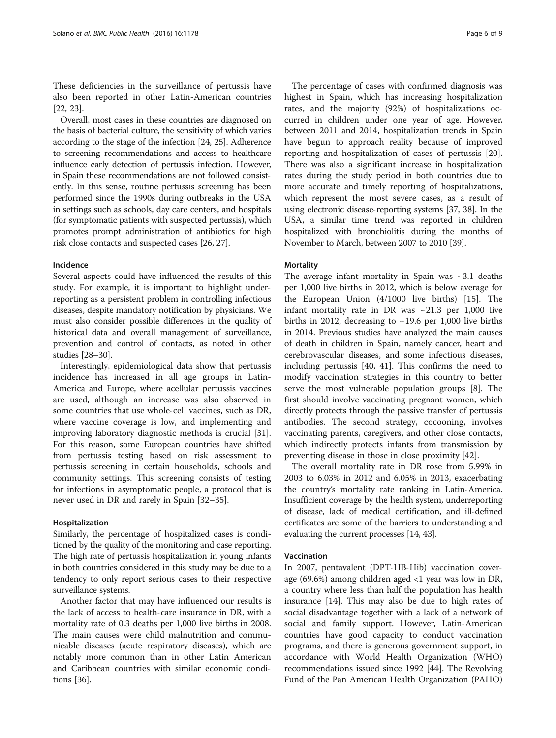These deficiencies in the surveillance of pertussis have also been reported in other Latin-American countries [22, 23].

Overall, most cases in these countries are diagnosed on the basis of bacterial culture, the sensitivity of which varies according to the stage of the infection [24, 25]. Adherence to screening recommendations and access to healthcare influence early detection of pertussis infection. However, in Spain these recommendations are not followed consistently. In this sense, routine pertussis screening has been performed since the 1990s during outbreaks in the USA in settings such as schools, day care centers, and hospitals (for symptomatic patients with suspected pertussis), which promotes prompt administration of antibiotics for high risk close contacts and suspected cases [26, 27].

#### Incidence

Several aspects could have influenced the results of this study. For example, it is important to highlight under-reporting as a persistent problem in controlling infectious diseases, despite mandatory notification by physicians. We must also consider possible differences in the quality of historical data and overall management of surveillance, prevention and control of contacts, as noted in other studies [28–30].

Interestingly, epidemiological data show that pertussis incidence has increased in all age groups in Latin-America and Europe, where acellular pertussis vaccines are used, although an increase was also observed in some countries that use whole-cell vaccines, such as DR, where vaccine coverage is low, and implementing and improving laboratory diagnostic methods is crucial [31]. For this reason, some European countries have shifted from pertussis testing based on risk assessment to pertussis screening in certain households, schools and community settings. This screening consists of testing for infections in asymptomatic people, a protocol that is never used in DR and rarely in Spain [32–35].

#### Hospitalization

Similarly, the percentage of hospitalized cases is conditioned by the quality of the monitoring and case reporting. The high rate of pertussis hospitalization in young infants in both countries considered in this study may be due to a tendency to only report serious cases to their respective surveillance systems.

Another factor that may have influenced our results is the lack of access to health-care insurance in DR, with a mortality rate of 0.3 deaths per 1,000 live births in 2008. The main causes were child malnutrition and communicable diseases (acute respiratory diseases), which are notably more common than in other Latin American and Caribbean countries with similar economic conditions [36].

The percentage of cases with confirmed diagnosis was highest in Spain, which has increasing hospitalization rates, and the majority (92%) of hospitalizations occurred in children under one year of age. However, between 2011 and 2014, hospitalization trends in Spain have begun to approach reality because of improved reporting and hospitalization of cases of pertussis [20]. There was also a significant increase in hospitalization rates during the study period in both countries due to more accurate and timely reporting of hospitalizations, which represent the most severe cases, as a result of using electronic disease-reporting systems [37, 38]. In the USA, a similar time trend was reported in children hospitalized with bronchiolitis during the months of November to March, between 2007 to 2010 [39].

#### Mortality

The average infant mortality in Spain was ~3.1 deaths per 1,000 live births in 2012, which is below average for the European Union (4/1000 live births) [15]. The infant mortality rate in DR was ~21.3 per 1,000 live births in 2012, decreasing to ~19.6 per 1,000 live births in 2014. Previous studies have analyzed the main causes of death in children in Spain, namely cancer, heart and cerebrovascular diseases, and some infectious diseases, including pertussis [40, 41]. This confirms the need to modify vaccination strategies in this country to better serve the most vulnerable population groups [8]. The first should involve vaccinating pregnant women, which directly protects through the passive transfer of pertussis antibodies. The second strategy, cocooning, involves vaccinating parents, caregivers, and other close contacts, which indirectly protects infants from transmission by preventing disease in those in close proximity [42].

The overall mortality rate in DR rose from 5.99% in 2003 to 6.03% in 2012 and 6.05% in 2013, exacerbating the country's mortality rate ranking in Latin-America. Insufficient coverage by the health system, underreporting of disease, lack of medical certification, and ill-defined certificates are some of the barriers to understanding and evaluating the current processes [14, 43].

#### Vaccination

In 2007, pentavalent (DPT-HB-Hib) vaccination coverage (69.6%) among children aged <1 year was low in DR, a country where less than half the population has health insurance [14]. This may also be due to high rates of social disadvantage together with a lack of a network of social and family support. However, Latin-American countries have good capacity to conduct vaccination programs, and there is generous government support, in accordance with World Health Organization (WHO) recommendations issued since 1992 [44]. The Revolving Fund of the Pan American Health Organization (PAHO)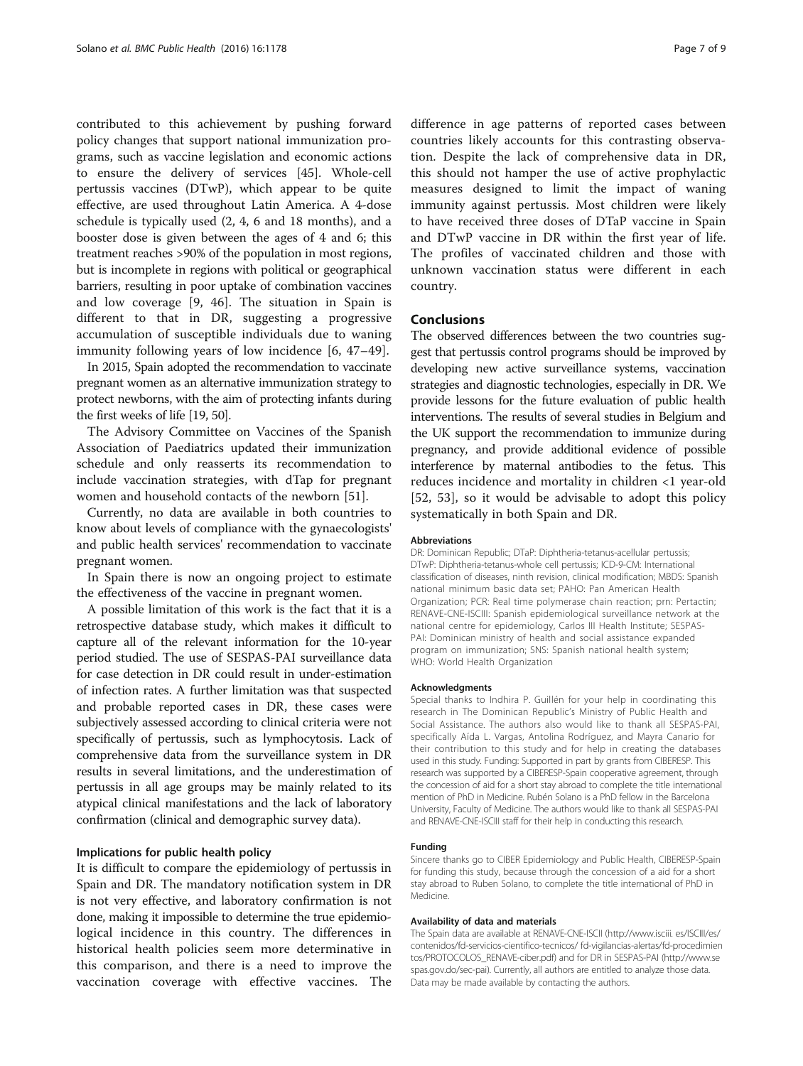contributed to this achievement by pushing forward policy changes that support national immunization programs, such as vaccine legislation and economic actions to ensure the delivery of services [45]. Whole-cell pertussis vaccines (DTwP), which appear to be quite effective, are used throughout Latin America. A 4-dose schedule is typically used (2, 4, 6 and 18 months), and a booster dose is given between the ages of 4 and 6; this treatment reaches >90% of the population in most regions, but is incomplete in regions with political or geographical barriers, resulting in poor uptake of combination vaccines and low coverage [9, 46]. The situation in Spain is different to that in DR, suggesting a progressive accumulation of susceptible individuals due to waning immunity following years of low incidence [6, 47–49].

In 2015, Spain adopted the recommendation to vaccinate pregnant women as an alternative immunization strategy to protect newborns, with the aim of protecting infants during the first weeks of life [19, 50].

The Advisory Committee on Vaccines of the Spanish Association of Paediatrics updated their immunization schedule and only reasserts its recommendation to include vaccination strategies, with dTap for pregnant women and household contacts of the newborn [51].

Currently, no data are available in both countries to know about levels of compliance with the gynaecologists' and public health services' recommendation to vaccinate pregnant women.

In Spain there is now an ongoing project to estimate the effectiveness of the vaccine in pregnant women.

A possible limitation of this work is the fact that it is a retrospective database study, which makes it difficult to capture all of the relevant information for the 10-year period studied. The use of SESPAS-PAI surveillance data for case detection in DR could result in under-estimation of infection rates. A further limitation was that suspected and probable reported cases in DR, these cases were subjectively assessed according to clinical criteria were not specifically of pertussis, such as lymphocytosis. Lack of comprehensive data from the surveillance system in DR results in several limitations, and the underestimation of pertussis in all age groups may be mainly related to its atypical clinical manifestations and the lack of laboratory confirmation (clinical and demographic survey data).

### Implications for public health policy

It is difficult to compare the epidemiology of pertussis in Spain and DR. The mandatory notification system in DR is not very effective, and laboratory confirmation is not done, making it impossible to determine the true epidemiological incidence in this country. The differences in historical health policies seem more determinative in this comparison, and there is a need to improve the vaccination coverage with effective vaccines. The difference in age patterns of reported cases between countries likely accounts for this contrasting observation. Despite the lack of comprehensive data in DR, this should not hamper the use of active prophylactic measures designed to limit the impact of waning immunity against pertussis. Most children were likely to have received three doses of DTaP vaccine in Spain and DTwP vaccine in DR within the first year of life. The profiles of vaccinated children and those with unknown vaccination status were different in each country.

## Conclusions

The observed differences between the two countries suggest that pertussis control programs should be improved by developing new active surveillance systems, vaccination strategies and diagnostic technologies, especially in DR. We provide lessons for the future evaluation of public health interventions. The results of several studies in Belgium and the UK support the recommendation to immunize during pregnancy, and provide additional evidence of possible interference by maternal antibodies to the fetus. This reduces incidence and mortality in children <1 year-old [52, 53], so it would be advisable to adopt this policy systematically in both Spain and DR.

#### Abbreviations

DR: Dominican Republic; DTaP: Diphtheria-tetanus-acellular pertussis; DTwP: Diphtheria-tetanus-whole cell pertussis; ICD-9-CM: International classification of diseases, ninth revision, clinical modification; MBDS: Spanish national minimum basic data set; PAHO: Pan American Health Organization; PCR: Real time polymerase chain reaction; prn: Pertactin; RENAVE-CNE-ISCIII: Spanish epidemiological surveillance network at the national centre for epidemiology, Carlos III Health Institute; SESPAS-PAI: Dominican ministry of health and social assistance expanded program on immunization; SNS: Spanish national health system; WHO: World Health Organization

#### Acknowledgments

Special thanks to Indhira P. Guillén for your help in coordinating this research in The Dominican Republic's Ministry of Public Health and Social Assistance. The authors also would like to thank all SESPAS-PAI, specifically Aída L. Vargas, Antolina Rodríguez, and Mayra Canario for their contribution to this study and for help in creating the databases used in this study. Funding: Supported in part by grants from CIBERESP. This research was supported by a CIBERESP-Spain cooperative agreement, through the concession of aid for a short stay abroad to complete the title international mention of PhD in Medicine. Rubén Solano is a PhD fellow in the Barcelona University, Faculty of Medicine. The authors would like to thank all SESPAS-PAI and RENAVE-CNE-ISCIII staff for their help in conducting this research.

#### Funding

Sincere thanks go to CIBER Epidemiology and Public Health, CIBERESP-Spain for funding this study, because through the concession of a aid for a short stay abroad to Ruben Solano, to complete the title international of PhD in Medicine.

#### Availability of data and materials

The Spain data are available at RENAVE-CNE-ISCII (http://www.isciii. es/ISCIII/es/contenidos/fd-servicios-cientifico-tecnicos/ fd-vigilancias-alertas/fd-procedimientos/PROTOCOLOS_RENAVE-ciber.pdf) and for DR in SESPAS-PAI (http://www.sespas.gov.do/sec-pai). Currently, all authors are entitled to analyze those data. Data may be made available by contacting the authors.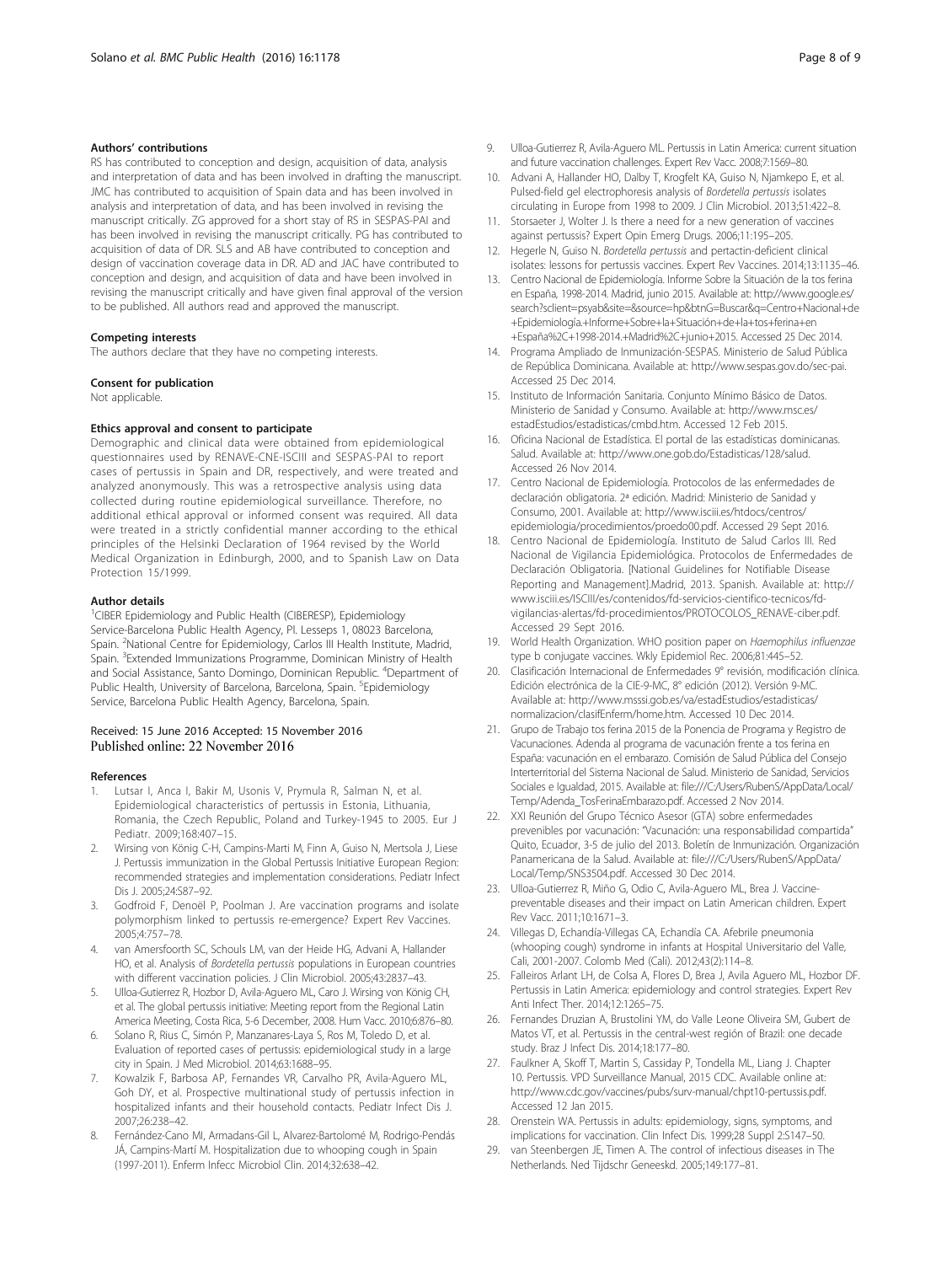### Authors' contributions

RS has contributed to conception and design, acquisition of data, analysis and interpretation of data and has been involved in drafting the manuscript. JMC has contributed to acquisition of Spain data and has been involved in analysis and interpretation of data, and has been involved in revising the manuscript critically. ZG approved for a short stay of RS in SESPAS-PAI and has been involved in revising the manuscript critically. PG has contributed to acquisition of data of DR. SLS and AB have contributed to conception and design of vaccination coverage data in DR. AD and JAC have contributed to conception and design, and acquisition of data and have been involved in revising the manuscript critically and have given final approval of the version to be published. All authors read and approved the manuscript.

### Competing interests

The authors declare that they have no competing interests.

### Consent for publication

Not applicable.

### Ethics approval and consent to participate

Demographic and clinical data were obtained from epidemiological questionnaires used by RENAVE-CNE-ISCIII and SESPAS-PAI to report cases of pertussis in Spain and DR, respectively, and were treated and analyzed anonymously. This was a retrospective analysis using data collected during routine epidemiological surveillance. Therefore, no additional ethical approval or informed consent was required. All data were treated in a strictly confidential manner according to the ethical principles of the Helsinki Declaration of 1964 revised by the World Medical Organization in Edinburgh, 2000, and to Spanish Law on Data Protection 15/1999.

### Author details

[1]CIBER Epidemiology and Public Health (CIBERESP), Epidemiology Service-Barcelona Public Health Agency, Pl. Lesseps 1, 08023 Barcelona, Spain. [2]National Centre for Epidemiology, Carlos III Health Institute, Madrid, Spain. [3]Extended Immunizations Programme, Dominican Ministry of Health and Social Assistance, Santo Domingo, Dominican Republic. [4]Department of Public Health, University of Barcelona, Barcelona, Spain. [5]Epidemiology Service, Barcelona Public Health Agency, Barcelona, Spain.

Received: 15 June 2016 Accepted: 15 November 2016
Published online: 22 November 2016

### References

1. Lutsar I, Anca I, Bakir M, Usonis V, Prymula R, Salman N, et al. Epidemiological characteristics of pertussis in Estonia, Lithuania, Romania, the Czech Republic, Poland and Turkey-1945 to 2005. Eur J Pediatr. 2009;168:407–15.
2. Wirsing von König C-H, Campins-Marti M, Finn A, Guiso N, Mertsola J, Liese J. Pertussis immunization in the Global Pertussis Initiative European Region: recommended strategies and implementation considerations. Pediatr Infect Dis J. 2005;24:S87–92.
3. Godfroid F, Denoël P, Poolman J. Are vaccination programs and isolate polymorphism linked to pertussis re-emergence? Expert Rev Vaccines. 2005;4:757–78.
4. van Amersfoorth SC, Schouls LM, van der Heide HG, Advani A, Hallander HO, et al. Analysis of *Bordetella pertussis* populations in European countries with different vaccination policies. J Clin Microbiol. 2005;43:2837–43.
5. Ulloa-Gutierrez R, Hozbor D, Avila-Aguero ML, Caro J. Wirsing von König CH, et al. The global pertussis initiative: Meeting report from the Regional Latin America Meeting, Costa Rica, 5-6 December, 2008. Hum Vacc. 2010;6:876–80.
6. Solano R, Rius C, Simón P, Manzanares-Laya S, Ros M, Toledo D, et al. Evaluation of reported cases of pertussis: epidemiological study in a large city in Spain. J Med Microbiol. 2014;63:1688–95.
7. Kowalzik F, Barbosa AP, Fernandes VR, Carvalho PR, Avila-Aguero ML, Goh DY, et al. Prospective multinational study of pertussis infection in hospitalized infants and their household contacts. Pediatr Infect Dis J. 2007;26:238–42.
8. Fernández-Cano MI, Armadans-Gil L, Alvarez-Bartolomé M, Rodrigo-Pendás JÁ, Campins-Martí M. Hospitalization due to whooping cough in Spain (1997-2011). Enferm Infecc Microbiol Clin. 2014;32:638–42.
9. Ulloa-Gutierrez R, Avila-Aguero ML. Pertussis in Latin America: current situation and future vaccination challenges. Expert Rev Vacc. 2008;7:1569–80.
10. Advani A, Hallander HO, Dalby T, Krogfelt KA, Guiso N, Njamkepo E, et al. Pulsed-field gel electrophoresis analysis of *Bordetella pertussis* isolates circulating in Europe from 1998 to 2009. J Clin Microbiol. 2013;51:422–8.
11. Storsaeter J, Wolter J. Is there a need for a new generation of vaccines against pertussis? Expert Opin Emerg Drugs. 2006;11:195–205.
12. Hegerle N, Guiso N. *Bordetella pertussis* and pertactin-deficient clinical isolates: lessons for pertussis vaccines. Expert Rev Vaccines. 2014;13:1135–46.
13. Centro Nacional de Epidemiología. Informe Sobre la Situación de la tos ferina en España, 1998-2014. Madrid, junio 2015. Available at: http://www.google.es/search?sclient=psyab&site=&source=hp&btnG=Buscar&q=Centro+Nacional+de+Epidemiología.+Informe+Sobre+la+Situación+de+la+tos+ferina+en+España%2C+1998-2014.+Madrid%2C+junio+2015. Accessed 25 Dec 2014.
14. Programa Ampliado de Inmunización-SESPAS. Ministerio de Salud Pública de República Dominicana. Available at: http://www.sespas.gov.do/sec-pai. Accessed 25 Dec 2014.
15. Instituto de Información Sanitaria. Conjunto Mínimo Básico de Datos. Ministerio de Sanidad y Consumo. Available at: http://www.msc.es/estadEstudios/estadisticas/cmbd.htm. Accessed 12 Feb 2015.
16. Oficina Nacional de Estadística. El portal de las estadísticas dominicanas. Salud. Available at: http://www.one.gob.do/Estadisticas/128/salud. Accessed 26 Nov 2014.
17. Centro Nacional de Epidemiología. Protocolos de las enfermedades de declaración obligatoria. 2ª edición. Madrid: Ministerio de Sanidad y Consumo, 2001. Available at: http://www.isciii.es/htdocs/centros/epidemiologia/procedimientos/proedo00.pdf. Accessed 29 Sept 2016.
18. Centro Nacional de Epidemiología. Instituto de Salud Carlos III. Red Nacional de Vigilancia Epidemiológica. Protocolos de Enfermedades de Declaración Obligatoria. [National Guidelines for Notifiable Disease Reporting and Management].Madrid, 2013. Spanish. Available at: http://www.isciii.es/ISCIII/es/contenidos/fd-servicios-cientifico-tecnicos/fd-vigilancias-alertas/fd-procedimientos/PROTOCOLOS_RENAVE-ciber.pdf. Accessed 29 Sept 2016.
19. World Health Organization. WHO position paper on *Haemophilus influenzae* type b conjugate vaccines. Wkly Epidemiol Rec. 2006;81:445–52.
20. Clasificación Internacional de Enfermedades 9° revisión, modificación clínica. Edición electrónica de la CIE-9-MC, 8° edición (2012). Versión 9-MC. Available at: http://www.msssi.gob.es/va/estadEstudios/estadisticas/normalizacion/clasifEnferm/home.htm. Accessed 10 Dec 2014.
21. Grupo de Trabajo tos ferina 2015 de la Ponencia de Programa y Registro de Vacunaciones. Adenda al programa de vacunación frente a tos ferina en España: vacunación en el embarazo. Comisión de Salud Pública del Consejo Interterritorial del Sistema Nacional de Salud. Ministerio de Sanidad, Servicios Sociales e Igualdad, 2015. Available at: file:///C:/Users/RubenS/AppData/Local/Temp/Adenda_TosFerinaEmbarazo.pdf. Accessed 2 Nov 2014.
22. XXI Reunión del Grupo Técnico Asesor (GTA) sobre enfermedades prevenibles por vacunación: "Vacunación: una responsabilidad compartida" Quito, Ecuador, 3-5 de julio del 2013. Boletín de Inmunización. Organización Panamericana de la Salud. Available at: file:///C:/Users/RubenS/AppData/Local/Temp/SNS3504.pdf. Accessed 30 Dec 2014.
23. Ulloa-Gutierrez R, Miño G, Odio C, Avila-Aguero ML, Brea J. Vaccine-preventable diseases and their impact on Latin American children. Expert Rev Vacc. 2011;10:1671–3.
24. Villegas D, Echandía-Villegas CA, Echandía CA. Afebrile pneumonia (whooping cough) syndrome in infants at Hospital Universitario del Valle, Cali, 2001-2007. Colomb Med (Cali). 2012;43(2):114–8.
25. Falleiros Arlant LH, de Colsa A, Flores D, Brea J, Avila Aguero ML, Hozbor DF. Pertussis in Latin America: epidemiology and control strategies. Expert Rev Anti Infect Ther. 2014;12:1265–75.
26. Fernandes Druzian A, Brustolini YM, do Valle Leone Oliveira SM, Gubert de Matos VT, et al. Pertussis in the central-west región of Brazil: one decade study. Braz J Infect Dis. 2014;18:177–80.
27. Faulkner A, Skoff T, Martin S, Cassiday P, Tondella ML, Liang J. Chapter 10. Pertussis. VPD Surveillance Manual, 2015 CDC. Available online at: http://www.cdc.gov/vaccines/pubs/surv-manual/chpt10-pertussis.pdf. Accessed 12 Jan 2015.
28. Orenstein WA. Pertussis in adults: epidemiology, signs, symptoms, and implications for vaccination. Clin Infect Dis. 1999;28 Suppl 2:S147–50.
29. van Steenbergen JE, Timen A. The control of infectious diseases in The Netherlands. Ned Tijdschr Geneeskd. 2005;149:177–81.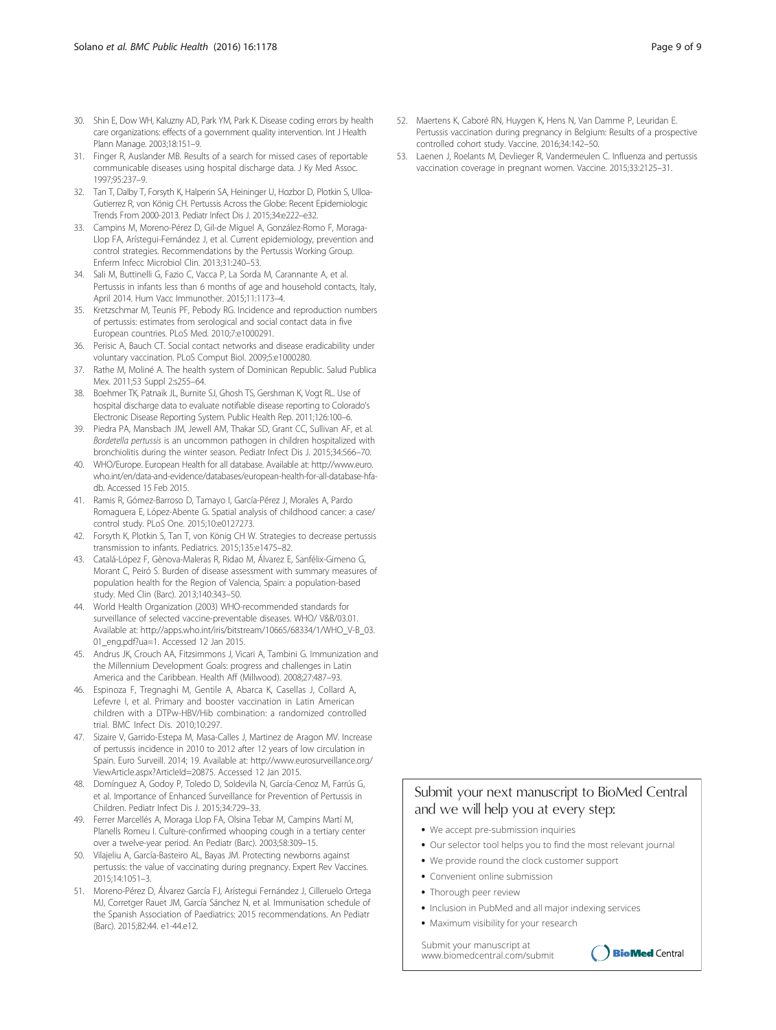30. Shin E, Dow WH, Kaluzny AD, Park YM, Park K. Disease coding errors by health care organizations: effects of a government quality intervention. Int J Health Plann Manage. 2003;18:151–9.
31. Finger R, Auslander MB. Results of a search for missed cases of reportable communicable diseases using hospital discharge data. J Ky Med Assoc. 1997;95:237–9.
32. Tan T, Dalby T, Forsyth K, Halperin SA, Heininger U, Hozbor D, Plotkin S, Ulloa-Gutierrez R, von König CH. Pertussis Across the Globe: Recent Epidemiologic Trends From 2000-2013. Pediatr Infect Dis J. 2015;34:e222–e32.
33. Campins M, Moreno-Pérez D, Gil-de Miguel A, González-Romo F, Moraga-Llop FA, Arístegui-Fernández J, et al. Current epidemiology, prevention and control strategies. Recommendations by the Pertussis Working Group. Enferm Infecc Microbiol Clin. 2013;31:240–53.
34. Sali M, Buttinelli G, Fazio C, Vacca P, La Sorda M, Carannante A, et al. Pertussis in infants less than 6 months of age and household contacts, Italy, April 2014. Hum Vacc Immunother. 2015;11:1173–4.
35. Kretzschmar M, Teunis PF, Pebody RG. Incidence and reproduction numbers of pertussis: estimates from serological and social contact data in five European countries. PLoS Med. 2010;7:e1000291.
36. Perisic A, Bauch CT. Social contact networks and disease eradicability under voluntary vaccination. PLoS Comput Biol. 2009;5:e1000280.
37. Rathe M, Moliné A. The health system of Dominican Republic. Salud Publica Mex. 2011;53 Suppl 2:s255–64.
38. Boehmer TK, Patnaik JL, Burnite SJ, Ghosh TS, Gershman K, Vogt RL. Use of hospital discharge data to evaluate notifiable disease reporting to Colorado's Electronic Disease Reporting System. Public Health Rep. 2011;126:100–6.
39. Piedra PA, Mansbach JM, Jewell AM, Thakar SD, Grant CC, Sullivan AF, et al. *Bordetella pertussis* is an uncommon pathogen in children hospitalized with bronchiolitis during the winter season. Pediatr Infect Dis J. 2015;34:566–70.
40. WHO/Europe. European Health for all database. Available at: http://www.euro.who.int/en/data-and-evidence/databases/european-health-for-all-database-hfa-db. Accessed 15 Feb 2015.
41. Ramis R, Gómez-Barroso D, Tamayo I, García-Pérez J, Morales A, Pardo Romaguera E, López-Abente G. Spatial analysis of childhood cancer: a case/control study. PLoS One. 2015;10:e0127273.
42. Forsyth K, Plotkin S, Tan T, von König CH W. Strategies to decrease pertussis transmission to infants. Pediatrics. 2015;135:e1475–82.
43. Catalá-López F, Gènova-Maleras R, Ridao M, Álvarez E, Sanfélix-Gimeno G, Morant C, Peiró S. Burden of disease assessment with summary measures of population health for the Region of Valencia, Spain: a population-based study. Med Clin (Barc). 2013;140:343–50.
44. World Health Organization (2003) WHO-recommended standards for surveillance of selected vaccine-preventable diseases. WHO/ V&B/03.01. Available at: http://apps.who.int/iris/bitstream/10665/68334/1/WHO_V-B_03.01_eng.pdf?ua=1. Accessed 12 Jan 2015.
45. Andrus JK, Crouch AA, Fitzsimmons J, Vicari A, Tambini G. Immunization and the Millennium Development Goals: progress and challenges in Latin America and the Caribbean. Health Aff (Millwood). 2008;27:487–93.
46. Espinoza F, Tregnaghi M, Gentile A, Abarca K, Casellas J, Collard A, Lefevre I, et al. Primary and booster vaccination in Latin American children with a DTPw-HBV/Hib combination: a randomized controlled trial. BMC Infect Dis. 2010;10:297.
47. Sizaire V, Garrido-Estepa M, Masa-Calles J, Martinez de Aragon MV. Increase of pertussis incidence in 2010 to 2012 after 12 years of low circulation in Spain. Euro Surveill. 2014; 19. Available at: http://www.eurosurveillance.org/ViewArticle.aspx?ArticleId=20875. Accessed 12 Jan 2015.
48. Domínguez A, Godoy P, Toledo D, Soldevila N, García-Cenoz M, Farrús G, et al. Importance of Enhanced Surveillance for Prevention of Pertussis in Children. Pediatr Infect Dis J. 2015;34:729–33.
49. Ferrer Marcellés A, Moraga Llop FA, Olsina Tebar M, Campins Martí M, Planells Romeu I. Culture-confirmed whooping cough in a tertiary center over a twelve-year period. An Pediatr (Barc). 2003;58:309–15.
50. Vilajeliu A, García-Basteiro AL, Bayas JM. Protecting newborns against pertussis: the value of vaccinating during pregnancy. Expert Rev Vaccines. 2015;14:1051–3.
51. Moreno-Pérez D, Álvarez García FJ, Arístegui Fernández J, Cilleruelo Ortega MJ, Corretger Rauet JM, García Sánchez N, et al. Immunisation schedule of the Spanish Association of Paediatrics: 2015 recommendations. An Pediatr (Barc). 2015;82:44. e1-44.e12.
52. Maertens K, Caboré RN, Huygen K, Hens N, Van Damme P, Leuridan E. Pertussis vaccination during pregnancy in Belgium: Results of a prospective controlled cohort study. Vaccine. 2016;34:142–50.
53. Laenen J, Roelants M, Devlieger R, Vandermeulen C. Influenza and pertussis vaccination coverage in pregnant women. Vaccine. 2015;33:2125–31.

Submit your next manuscript to BioMed Central and we will help you at every step:

- We accept pre-submission inquiries
- Our selector tool helps you to find the most relevant journal
- We provide round the clock customer support
- Convenient online submission
- Thorough peer review
- Inclusion in PubMed and all major indexing services
- Maximum visibility for your research

Submit your manuscript at www.biomedcentral.com/submit

BioMed Central